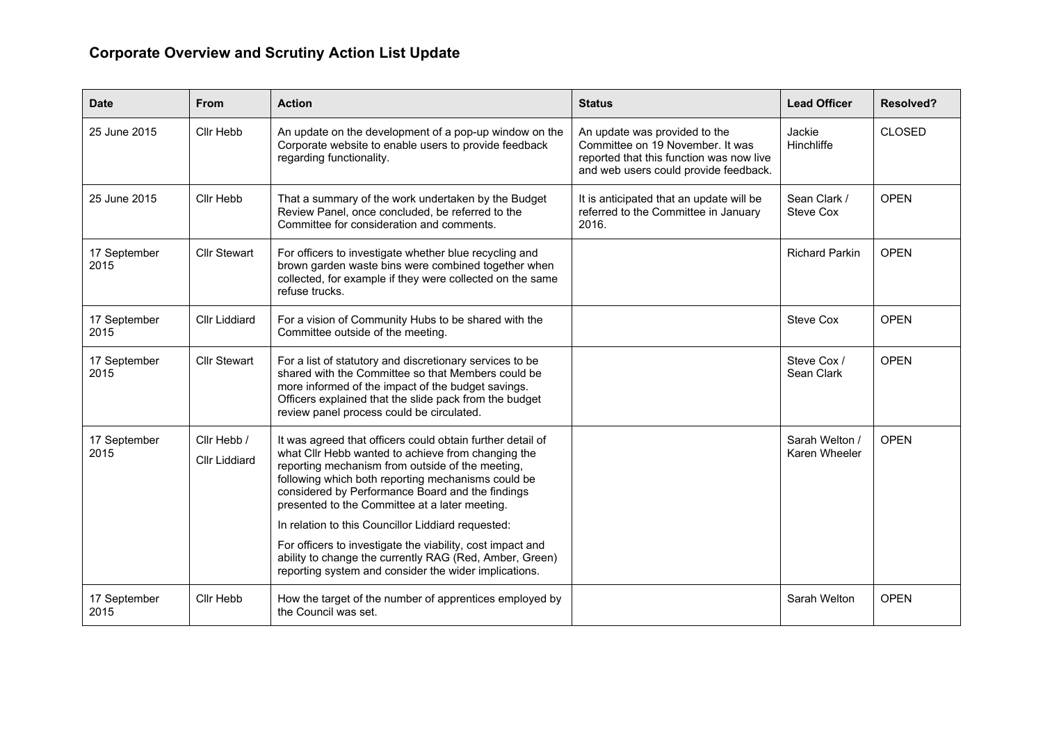## Corporate Overview and Scrutiny Action List Update

| Date | From | Action | Status | Lead Officer | Resolved? |
|---|---|---|---|---|---|
| 25 June 2015 | Cllr Hebb | An update on the development of a pop-up window on the Corporate website to enable users to provide feedback regarding functionality. | An update was provided to the Committee on 19 November. It was reported that this function was now live and web users could provide feedback. | Jackie Hinchliffe | CLOSED |
| 25 June 2015 | Cllr Hebb | That a summary of the work undertaken by the Budget Review Panel, once concluded, be referred to the Committee for consideration and comments. | It is anticipated that an update will be referred to the Committee in January 2016. | Sean Clark / Steve Cox | OPEN |
| 17 September 2015 | Cllr Stewart | For officers to investigate whether blue recycling and brown garden waste bins were combined together when collected, for example if they were collected on the same refuse trucks. | | Richard Parkin | OPEN |
| 17 September 2015 | Cllr Liddiard | For a vision of Community Hubs to be shared with the Committee outside of the meeting. | | Steve Cox | OPEN |
| 17 September 2015 | Cllr Stewart | For a list of statutory and discretionary services to be shared with the Committee so that Members could be more informed of the impact of the budget savings. Officers explained that the slide pack from the budget review panel process could be circulated. | | Steve Cox / Sean Clark | OPEN |
| 17 September 2015 | Cllr Hebb / Cllr Liddiard | It was agreed that officers could obtain further detail of what Cllr Hebb wanted to achieve from changing the reporting mechanism from outside of the meeting, following which both reporting mechanisms could be considered by Performance Board and the findings presented to the Committee at a later meeting.<br><br>In relation to this Councillor Liddiard requested:<br><br>For officers to investigate the viability, cost impact and ability to change the currently RAG (Red, Amber, Green) reporting system and consider the wider implications. | | Sarah Welton / Karen Wheeler | OPEN |
| 17 September 2015 | Cllr Hebb | How the target of the number of apprentices employed by the Council was set. | | Sarah Welton | OPEN |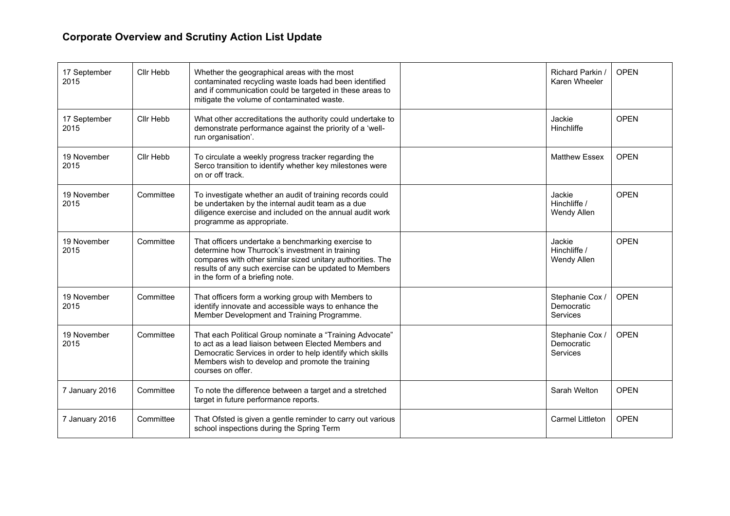## Corporate Overview and Scrutiny Action List Update

| | | | | | |
|---|---|---|---|---|---|
| 17 September 2015 | Cllr Hebb | Whether the geographical areas with the most contaminated recycling waste loads had been identified and if communication could be targeted in these areas to mitigate the volume of contaminated waste. | | Richard Parkin / Karen Wheeler | OPEN |
| 17 September 2015 | Cllr Hebb | What other accreditations the authority could undertake to demonstrate performance against the priority of a 'well-run organisation'. | | Jackie Hinchliffe | OPEN |
| 19 November 2015 | Cllr Hebb | To circulate a weekly progress tracker regarding the Serco transition to identify whether key milestones were on or off track. | | Matthew Essex | OPEN |
| 19 November 2015 | Committee | To investigate whether an audit of training records could be undertaken by the internal audit team as a due diligence exercise and included on the annual audit work programme as appropriate. | | Jackie Hinchliffe / Wendy Allen | OPEN |
| 19 November 2015 | Committee | That officers undertake a benchmarking exercise to determine how Thurrock's investment in training compares with other similar sized unitary authorities. The results of any such exercise can be updated to Members in the form of a briefing note. | | Jackie Hinchliffe / Wendy Allen | OPEN |
| 19 November 2015 | Committee | That officers form a working group with Members to identify innovate and accessible ways to enhance the Member Development and Training Programme. | | Stephanie Cox / Democratic Services | OPEN |
| 19 November 2015 | Committee | That each Political Group nominate a "Training Advocate" to act as a lead liaison between Elected Members and Democratic Services in order to help identify which skills Members wish to develop and promote the training courses on offer. | | Stephanie Cox / Democratic Services | OPEN |
| 7 January 2016 | Committee | To note the difference between a target and a stretched target in future performance reports. | | Sarah Welton | OPEN |
| 7 January 2016 | Committee | That Ofsted is given a gentle reminder to carry out various school inspections during the Spring Term | | Carmel Littleton | OPEN |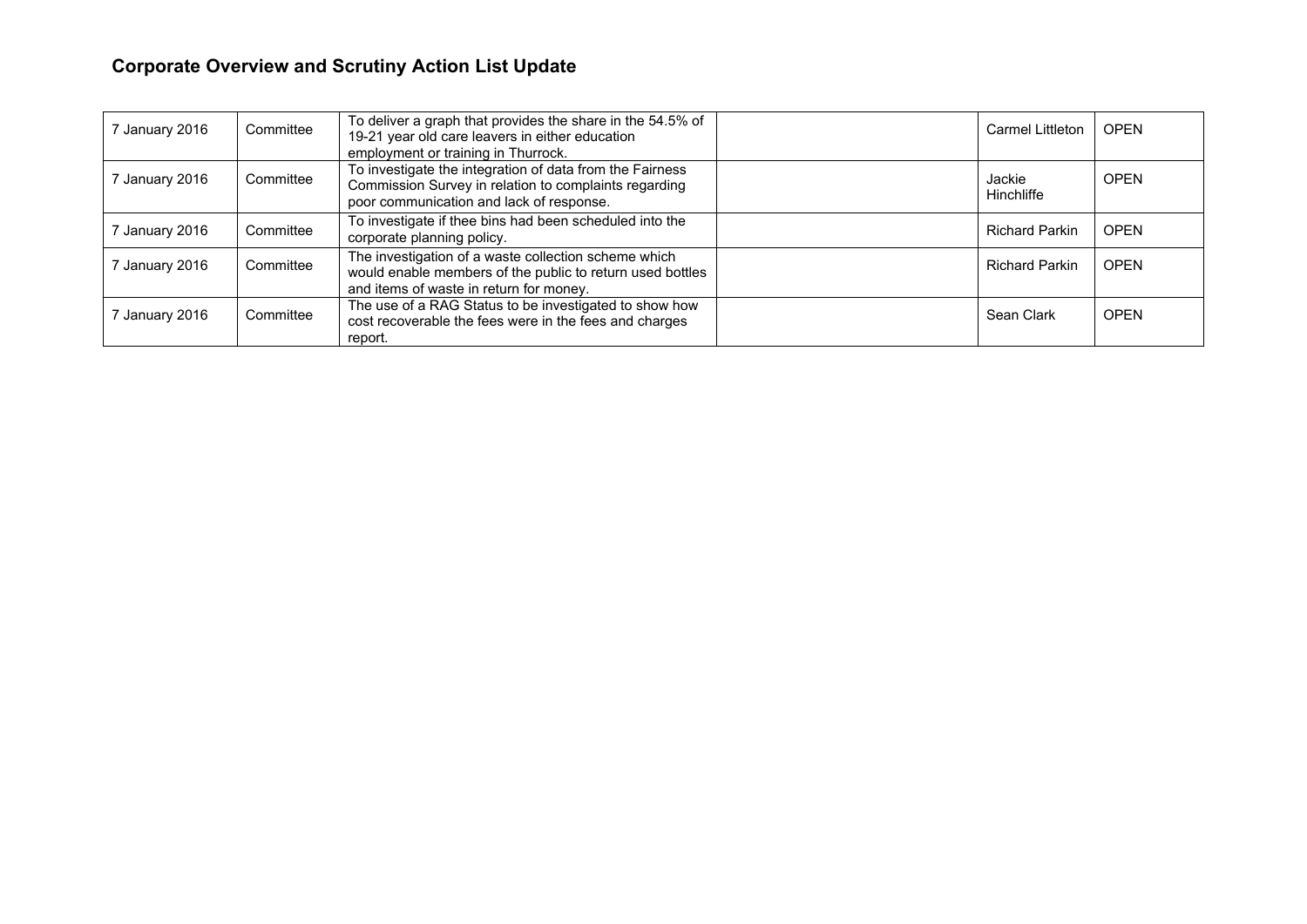## Corporate Overview and Scrutiny Action List Update

| | | | | | |
|---|---|---|---|---|---|
| 7 January 2016 | Committee | To deliver a graph that provides the share in the 54.5% of 19-21 year old care leavers in either education employment or training in Thurrock. | | Carmel Littleton | OPEN |
| 7 January 2016 | Committee | To investigate the integration of data from the Fairness Commission Survey in relation to complaints regarding poor communication and lack of response. | | Jackie Hinchliffe | OPEN |
| 7 January 2016 | Committee | To investigate if thee bins had been scheduled into the corporate planning policy. | | Richard Parkin | OPEN |
| 7 January 2016 | Committee | The investigation of a waste collection scheme which would enable members of the public to return used bottles and items of waste in return for money. | | Richard Parkin | OPEN |
| 7 January 2016 | Committee | The use of a RAG Status to be investigated to show how cost recoverable the fees were in the fees and charges report. | | Sean Clark | OPEN |